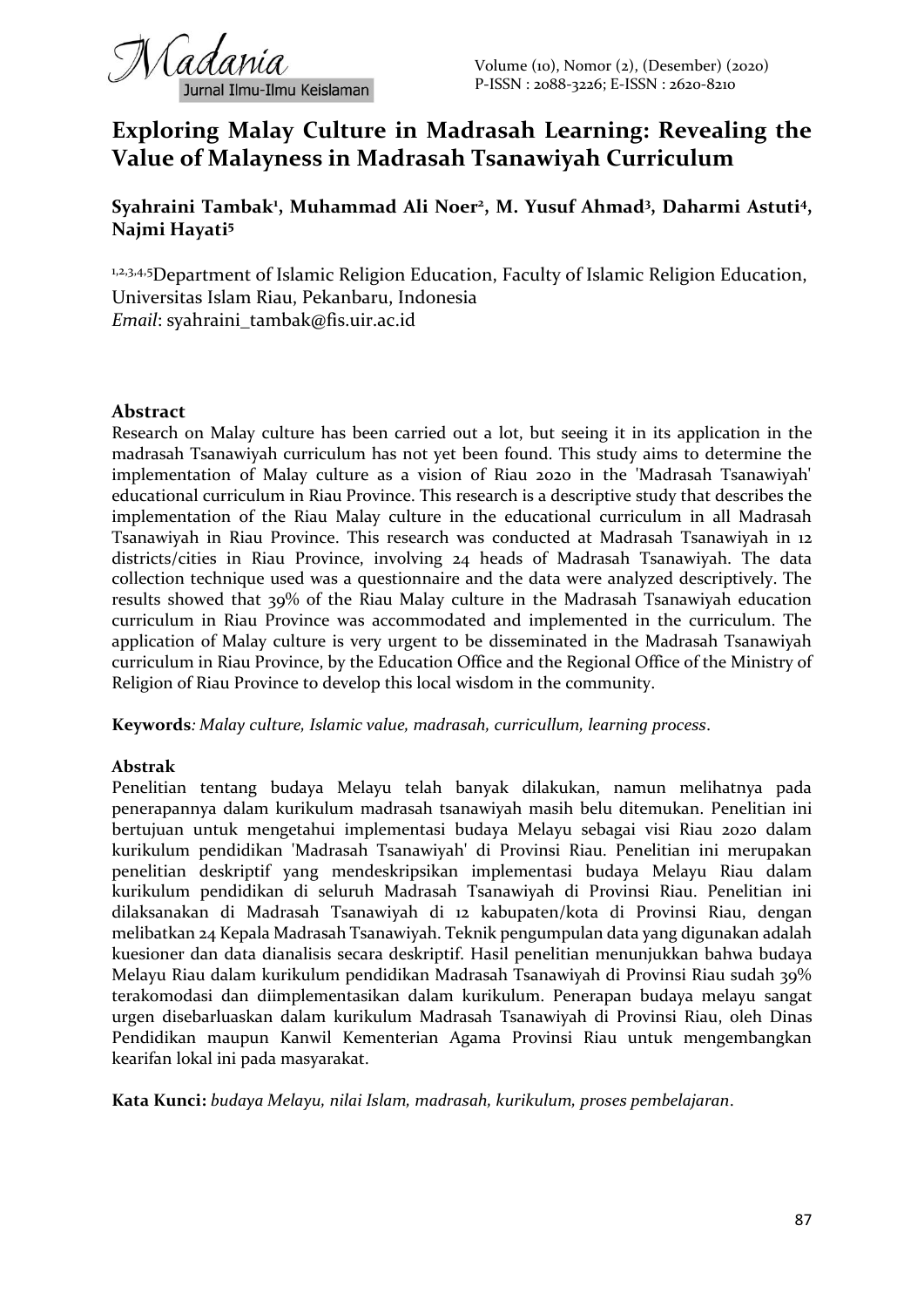# Exploring Malay Culture in Madrasah Learning: Revealing the Value of Malayness in Madrasah Tsanawiyah Curriculum

**Syahraini Tambak[1], Muhammad Ali Noer[2], M. Yusuf Ahmad[3], Daharmi Astuti[4], Najmi Hayati[5]**

[1,2,3,4,5]Department of Islamic Religion Education, Faculty of Islamic Religion Education, Universitas Islam Riau, Pekanbaru, Indonesia
*Email*: syahraini_tambak@fis.uir.ac.id

## Abstract

Research on Malay culture has been carried out a lot, but seeing it in its application in the madrasah Tsanawiyah curriculum has not yet been found. This study aims to determine the implementation of Malay culture as a vision of Riau 2020 in the 'Madrasah Tsanawiyah' educational curriculum in Riau Province. This research is a descriptive study that describes the implementation of the Riau Malay culture in the educational curriculum in all Madrasah Tsanawiyah in Riau Province. This research was conducted at Madrasah Tsanawiyah in 12 districts/cities in Riau Province, involving 24 heads of Madrasah Tsanawiyah. The data collection technique used was a questionnaire and the data were analyzed descriptively. The results showed that 39% of the Riau Malay culture in the Madrasah Tsanawiyah education curriculum in Riau Province was accommodated and implemented in the curriculum. The application of Malay culture is very urgent to be disseminated in the Madrasah Tsanawiyah curriculum in Riau Province, by the Education Office and the Regional Office of the Ministry of Religion of Riau Province to develop this local wisdom in the community.

**Keywords**: *Malay culture, Islamic value, madrasah, curricullum, learning process*.

## Abstrak

Penelitian tentang budaya Melayu telah banyak dilakukan, namun melihatnya pada penerapannya dalam kurikulum madrasah tsanawiyah masih belu ditemukan. Penelitian ini bertujuan untuk mengetahui implementasi budaya Melayu sebagai visi Riau 2020 dalam kurikulum pendidikan 'Madrasah Tsanawiyah' di Provinsi Riau. Penelitian ini merupakan penelitian deskriptif yang mendeskripsikan implementasi budaya Melayu Riau dalam kurikulum pendidikan di seluruh Madrasah Tsanawiyah di Provinsi Riau. Penelitian ini dilaksanakan di Madrasah Tsanawiyah di 12 kabupaten/kota di Provinsi Riau, dengan melibatkan 24 Kepala Madrasah Tsanawiyah. Teknik pengumpulan data yang digunakan adalah kuesioner dan data dianalisis secara deskriptif. Hasil penelitian menunjukkan bahwa budaya Melayu Riau dalam kurikulum pendidikan Madrasah Tsanawiyah di Provinsi Riau sudah 39% terakomodasi dan diimplementasikan dalam kurikulum. Penerapan budaya melayu sangat urgen disebarluaskan dalam kurikulum Madrasah Tsanawiyah di Provinsi Riau, oleh Dinas Pendidikan maupun Kanwil Kementerian Agama Provinsi Riau untuk mengembangkan kearifan lokal ini pada masyarakat.

**Kata Kunci:** *budaya Melayu, nilai Islam, madrasah, kurikulum, proses pembelajaran*.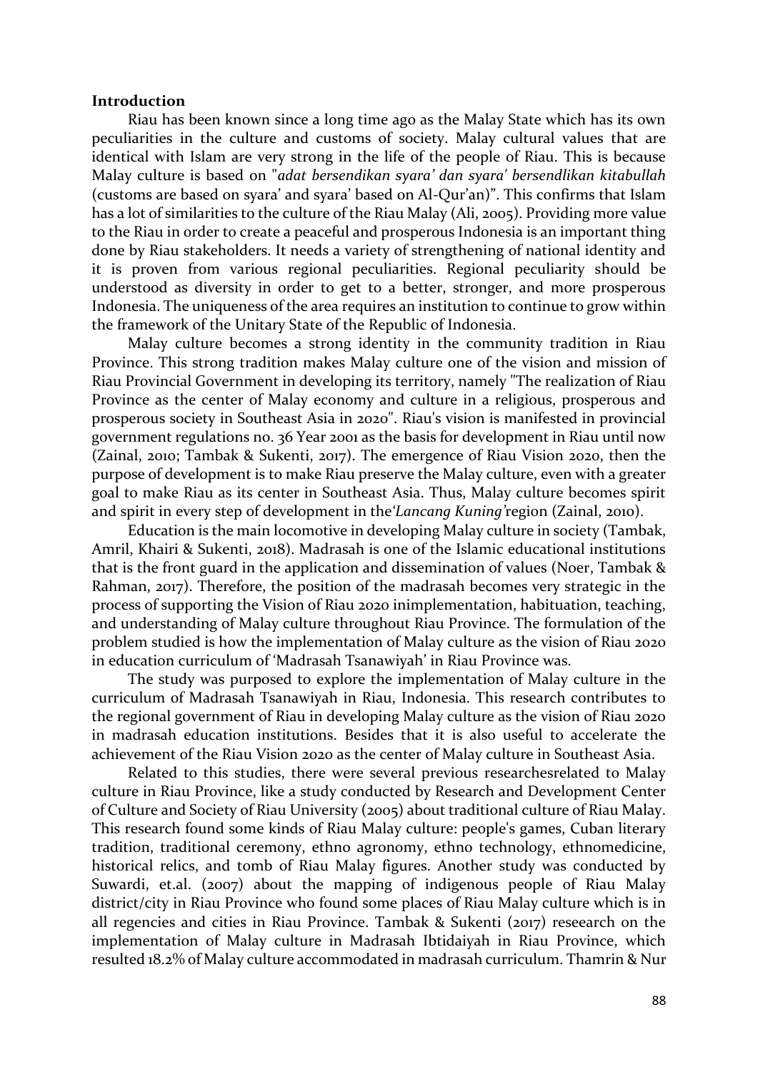**Introduction**

Riau has been known since a long time ago as the Malay State which has its own peculiarities in the culture and customs of society. Malay cultural values that are identical with Islam are very strong in the life of the people of Riau. This is because Malay culture is based on "*adat bersendikan syara' dan syara' bersendlikan kitabullah* (customs are based on syara' and syara' based on Al-Qur'an)". This confirms that Islam has a lot of similarities to the culture of the Riau Malay (Ali, 2005). Providing more value to the Riau in order to create a peaceful and prosperous Indonesia is an important thing done by Riau stakeholders. It needs a variety of strengthening of national identity and it is proven from various regional peculiarities. Regional peculiarity should be understood as diversity in order to get to a better, stronger, and more prosperous Indonesia. The uniqueness of the area requires an institution to continue to grow within the framework of the Unitary State of the Republic of Indonesia.

Malay culture becomes a strong identity in the community tradition in Riau Province. This strong tradition makes Malay culture one of the vision and mission of Riau Provincial Government in developing its territory, namely "The realization of Riau Province as the center of Malay economy and culture in a religious, prosperous and prosperous society in Southeast Asia in 2020". Riau's vision is manifested in provincial government regulations no. 36 Year 2001 as the basis for development in Riau until now (Zainal, 2010; Tambak & Sukenti, 2017). The emergence of Riau Vision 2020, then the purpose of development is to make Riau preserve the Malay culture, even with a greater goal to make Riau as its center in Southeast Asia. Thus, Malay culture becomes spirit and spirit in every step of development in the'*Lancang Kuning*'region (Zainal, 2010).

Education is the main locomotive in developing Malay culture in society (Tambak, Amril, Khairi & Sukenti, 2018). Madrasah is one of the Islamic educational institutions that is the front guard in the application and dissemination of values (Noer, Tambak & Rahman, 2017). Therefore, the position of the madrasah becomes very strategic in the process of supporting the Vision of Riau 2020 inimplementation, habituation, teaching, and understanding of Malay culture throughout Riau Province. The formulation of the problem studied is how the implementation of Malay culture as the vision of Riau 2020 in education curriculum of 'Madrasah Tsanawiyah' in Riau Province was.

The study was purposed to explore the implementation of Malay culture in the curriculum of Madrasah Tsanawiyah in Riau, Indonesia. This research contributes to the regional government of Riau in developing Malay culture as the vision of Riau 2020 in madrasah education institutions. Besides that it is also useful to accelerate the achievement of the Riau Vision 2020 as the center of Malay culture in Southeast Asia.

Related to this studies, there were several previous researchesrelated to Malay culture in Riau Province, like a study conducted by Research and Development Center of Culture and Society of Riau University (2005) about traditional culture of Riau Malay. This research found some kinds of Riau Malay culture: people's games, Cuban literary tradition, traditional ceremony, ethno agronomy, ethno technology, ethnomedicine, historical relics, and tomb of Riau Malay figures. Another study was conducted by Suwardi, et.al. (2007) about the mapping of indigenous people of Riau Malay district/city in Riau Province who found some places of Riau Malay culture which is in all regencies and cities in Riau Province. Tambak & Sukenti (2017) reseearch on the implementation of Malay culture in Madrasah Ibtidaiyah in Riau Province, which resulted 18.2% of Malay culture accommodated in madrasah curriculum. Thamrin & Nur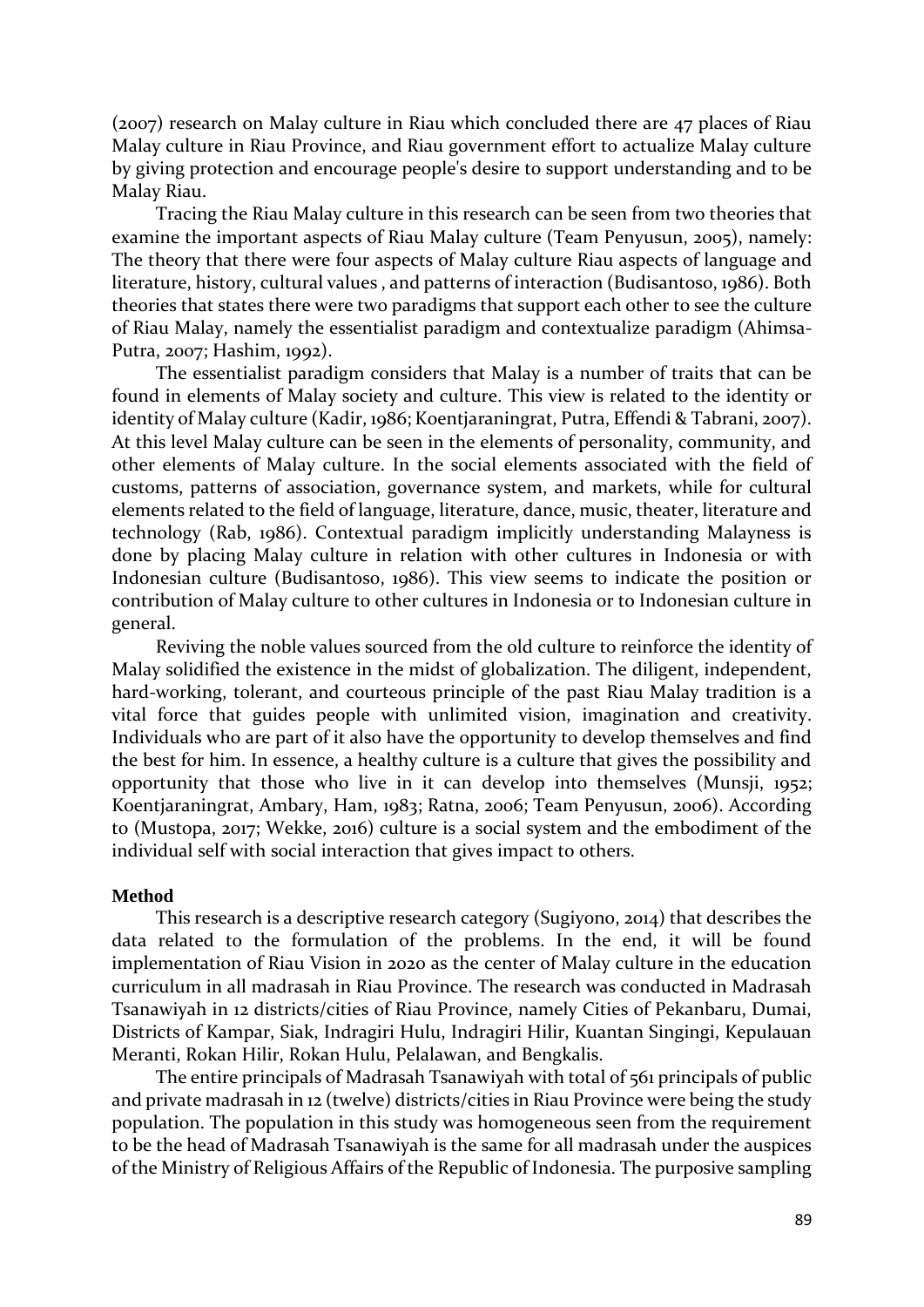(2007) research on Malay culture in Riau which concluded there are 47 places of Riau Malay culture in Riau Province, and Riau government effort to actualize Malay culture by giving protection and encourage people's desire to support understanding and to be Malay Riau.

Tracing the Riau Malay culture in this research can be seen from two theories that examine the important aspects of Riau Malay culture (Team Penyusun, 2005), namely: The theory that there were four aspects of Malay culture Riau aspects of language and literature, history, cultural values , and patterns of interaction (Budisantoso, 1986). Both theories that states there were two paradigms that support each other to see the culture of Riau Malay, namely the essentialist paradigm and contextualize paradigm (Ahimsa-Putra, 2007; Hashim, 1992).

The essentialist paradigm considers that Malay is a number of traits that can be found in elements of Malay society and culture. This view is related to the identity or identity of Malay culture (Kadir, 1986; Koentjaraningrat, Putra, Effendi & Tabrani, 2007). At this level Malay culture can be seen in the elements of personality, community, and other elements of Malay culture. In the social elements associated with the field of customs, patterns of association, governance system, and markets, while for cultural elements related to the field of language, literature, dance, music, theater, literature and technology (Rab, 1986). Contextual paradigm implicitly understanding Malayness is done by placing Malay culture in relation with other cultures in Indonesia or with Indonesian culture (Budisantoso, 1986). This view seems to indicate the position or contribution of Malay culture to other cultures in Indonesia or to Indonesian culture in general.

Reviving the noble values sourced from the old culture to reinforce the identity of Malay solidified the existence in the midst of globalization. The diligent, independent, hard-working, tolerant, and courteous principle of the past Riau Malay tradition is a vital force that guides people with unlimited vision, imagination and creativity. Individuals who are part of it also have the opportunity to develop themselves and find the best for him. In essence, a healthy culture is a culture that gives the possibility and opportunity that those who live in it can develop into themselves (Munsji, 1952; Koentjaraningrat, Ambary, Ham, 1983; Ratna, 2006; Team Penyusun, 2006). According to (Mustopa, 2017; Wekke, 2016) culture is a social system and the embodiment of the individual self with social interaction that gives impact to others.

## Method

This research is a descriptive research category (Sugiyono, 2014) that describes the data related to the formulation of the problems. In the end, it will be found implementation of Riau Vision in 2020 as the center of Malay culture in the education curriculum in all madrasah in Riau Province. The research was conducted in Madrasah Tsanawiyah in 12 districts/cities of Riau Province, namely Cities of Pekanbaru, Dumai, Districts of Kampar, Siak, Indragiri Hulu, Indragiri Hilir, Kuantan Singingi, Kepulauan Meranti, Rokan Hilir, Rokan Hulu, Pelalawan, and Bengkalis.

The entire principals of Madrasah Tsanawiyah with total of 561 principals of public and private madrasah in 12 (twelve) districts/cities in Riau Province were being the study population. The population in this study was homogeneous seen from the requirement to be the head of Madrasah Tsanawiyah is the same for all madrasah under the auspices of the Ministry of Religious Affairs of the Republic of Indonesia. The purposive sampling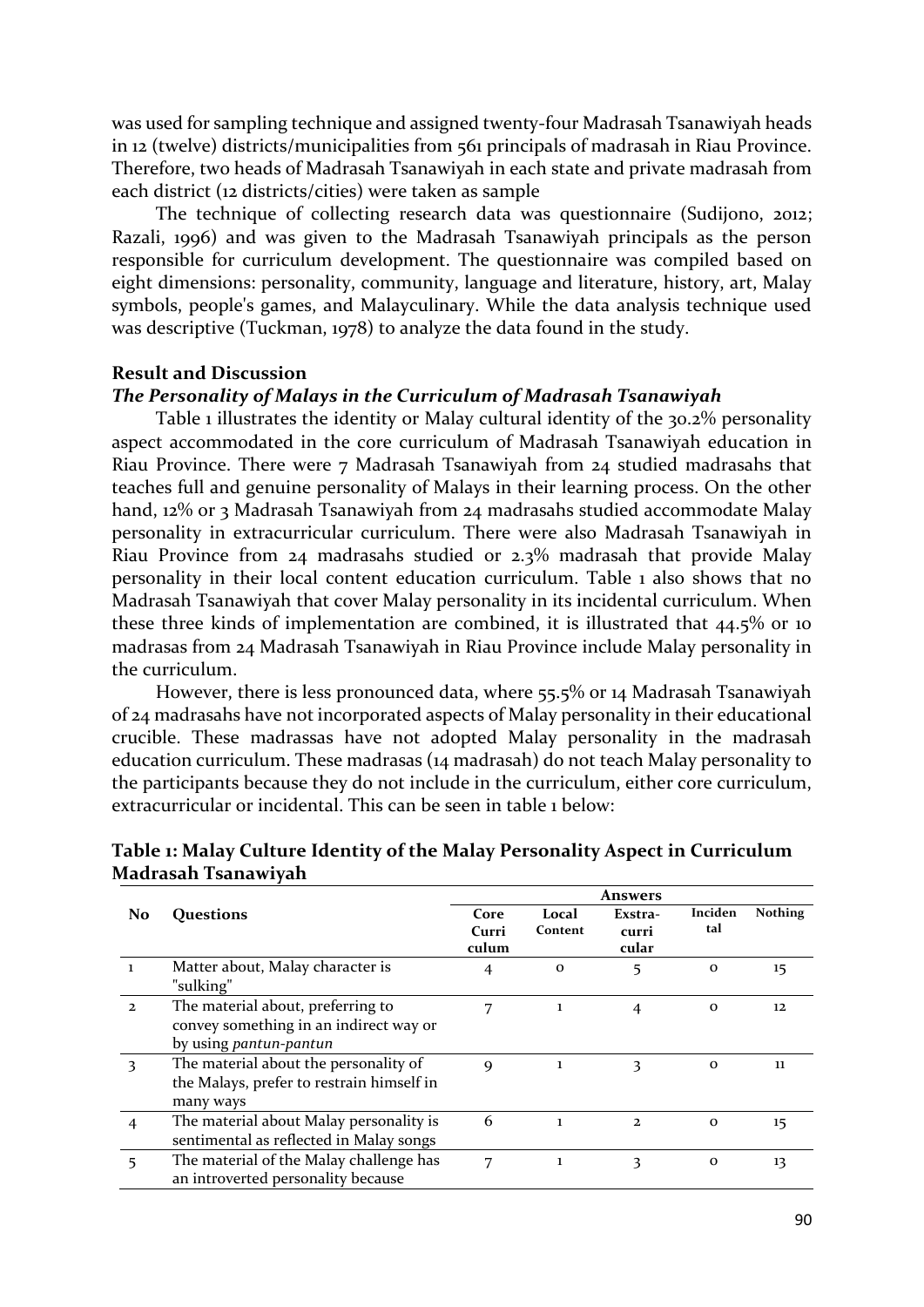was used for sampling technique and assigned twenty-four Madrasah Tsanawiyah heads in 12 (twelve) districts/municipalities from 561 principals of madrasah in Riau Province. Therefore, two heads of Madrasah Tsanawiyah in each state and private madrasah from each district (12 districts/cities) were taken as sample

The technique of collecting research data was questionnaire (Sudijono, 2012; Razali, 1996) and was given to the Madrasah Tsanawiyah principals as the person responsible for curriculum development. The questionnaire was compiled based on eight dimensions: personality, community, language and literature, history, art, Malay symbols, people's games, and Malayculinary. While the data analysis technique used was descriptive (Tuckman, 1978) to analyze the data found in the study.

## Result and Discussion

### *The Personality of Malays in the Curriculum of Madrasah Tsanawiyah*

Table 1 illustrates the identity or Malay cultural identity of the 30.2% personality aspect accommodated in the core curriculum of Madrasah Tsanawiyah education in Riau Province. There were 7 Madrasah Tsanawiyah from 24 studied madrasahs that teaches full and genuine personality of Malays in their learning process. On the other hand, 12% or 3 Madrasah Tsanawiyah from 24 madrasahs studied accommodate Malay personality in extracurricular curriculum. There were also Madrasah Tsanawiyah in Riau Province from 24 madrasahs studied or 2.3% madrasah that provide Malay personality in their local content education curriculum. Table 1 also shows that no Madrasah Tsanawiyah that cover Malay personality in its incidental curriculum. When these three kinds of implementation are combined, it is illustrated that 44.5% or 10 madrasas from 24 Madrasah Tsanawiyah in Riau Province include Malay personality in the curriculum.

However, there is less pronounced data, where 55.5% or 14 Madrasah Tsanawiyah of 24 madrasahs have not incorporated aspects of Malay personality in their educational crucible. These madrassas have not adopted Malay personality in the madrasah education curriculum. These madrasas (14 madrasah) do not teach Malay personality to the participants because they do not include in the curriculum, either core curriculum, extracurricular or incidental. This can be seen in table 1 below:

**Table 1: Malay Culture Identity of the Malay Personality Aspect in Curriculum Madrasah Tsanawiyah**

| No | Questions | Answers | | | | |
|---|---|---|---|---|---|---|
| | | Core Curriculum | Local Content | Exstra-curricular | Incidental | Nothing |
| 1 | Matter about, Malay character is "sulking" | 4 | 0 | 5 | 0 | 15 |
| 2 | The material about, preferring to convey something in an indirect way or by using *pantun-pantun* | 7 | 1 | 4 | 0 | 12 |
| 3 | The material about the personality of the Malays, prefer to restrain himself in many ways | 9 | 1 | 3 | 0 | 11 |
| 4 | The material about Malay personality is sentimental as reflected in Malay songs | 6 | 1 | 2 | 0 | 15 |
| 5 | The material of the Malay challenge has an introverted personality because | 7 | 1 | 3 | 0 | 13 |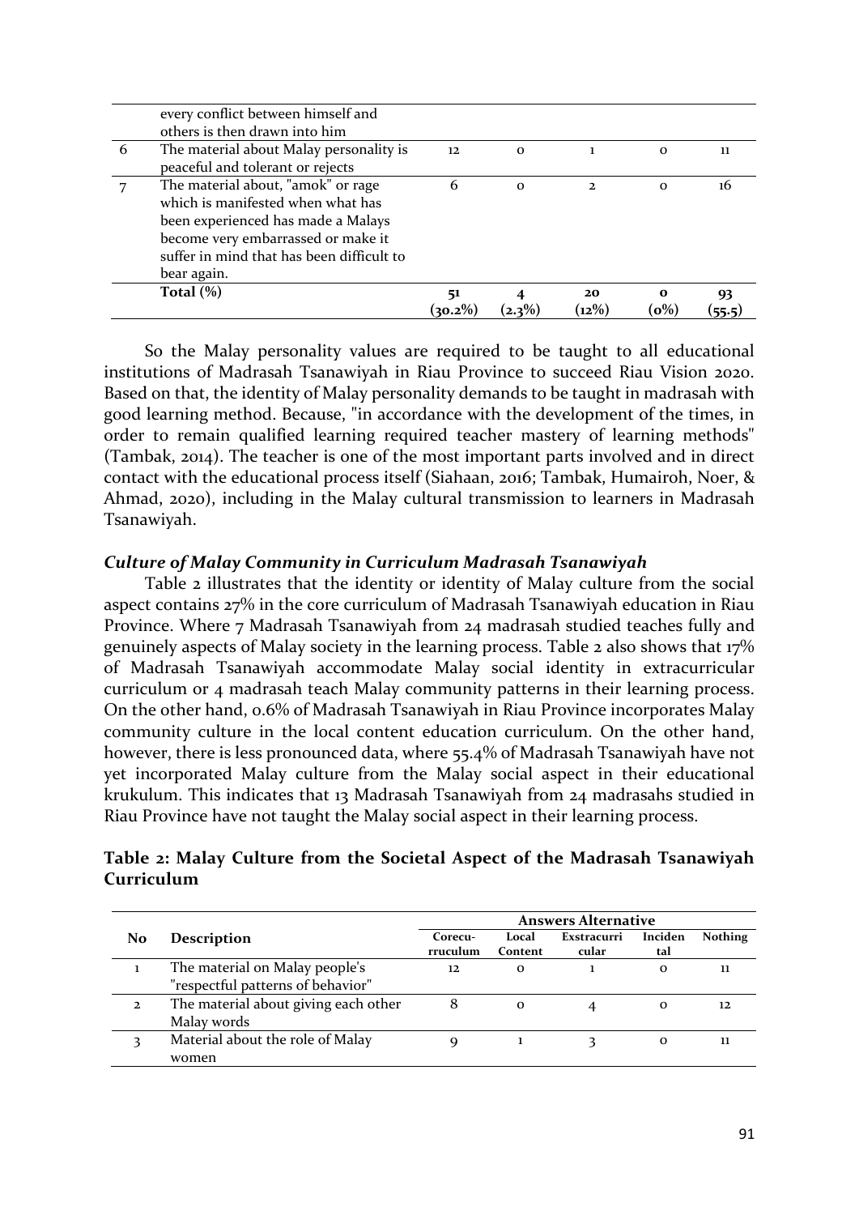|  |  |  |  |  |  |  |
|---|---|---|---|---|---|---|
|  | every conflict between himself and others is then drawn into him |  |  |  |  |  |
| 6 | The material about Malay personality is peaceful and tolerant or rejects | 12 | 0 | 1 | 0 | 11 |
| 7 | The material about, "amok" or rage which is manifested when what has been experienced has made a Malays become very embarrassed or make it suffer in mind that has been difficult to bear again. | 6 | 0 | 2 | 0 | 16 |
|  | **Total (%)** | **51 (30.2%)** | **4 (2.3%)** | **20 (12%)** | **0 (0%)** | **93 (55.5)** |

So the Malay personality values are required to be taught to all educational institutions of Madrasah Tsanawiyah in Riau Province to succeed Riau Vision 2020. Based on that, the identity of Malay personality demands to be taught in madrasah with good learning method. Because, "in accordance with the development of the times, in order to remain qualified learning required teacher mastery of learning methods" (Tambak, 2014). The teacher is one of the most important parts involved and in direct contact with the educational process itself (Siahaan, 2016; Tambak, Humairoh, Noer, & Ahmad, 2020), including in the Malay cultural transmission to learners in Madrasah Tsanawiyah.

### *Culture of Malay Community in Curriculum Madrasah Tsanawiyah*

Table 2 illustrates that the identity or identity of Malay culture from the social aspect contains 27% in the core curriculum of Madrasah Tsanawiyah education in Riau Province. Where 7 Madrasah Tsanawiyah from 24 madrasah studied teaches fully and genuinely aspects of Malay society in the learning process. Table 2 also shows that 17% of Madrasah Tsanawiyah accommodate Malay social identity in extracurricular curriculum or 4 madrasah teach Malay community patterns in their learning process. On the other hand, 0.6% of Madrasah Tsanawiyah in Riau Province incorporates Malay community culture in the local content education curriculum. On the other hand, however, there is less pronounced data, where 55.4% of Madrasah Tsanawiyah have not yet incorporated Malay culture from the Malay social aspect in their educational krukulum. This indicates that 13 Madrasah Tsanawiyah from 24 madrasahs studied in Riau Province have not taught the Malay social aspect in their learning process.

**Table 2: Malay Culture from the Societal Aspect of the Madrasah Tsanawiyah Curriculum**

| No | Description | Answers Alternative | | | | |
|---|---|---|---|---|---|---|
|  |  | Corecu-rruculum | Local Content | Exstracurricular | Incidental | Nothing |
| 1 | The material on Malay people's "respectful patterns of behavior" | 12 | 0 | 1 | 0 | 11 |
| 2 | The material about giving each other Malay words | 8 | 0 | 4 | 0 | 12 |
| 3 | Material about the role of Malay women | 9 | 1 | 3 | 0 | 11 |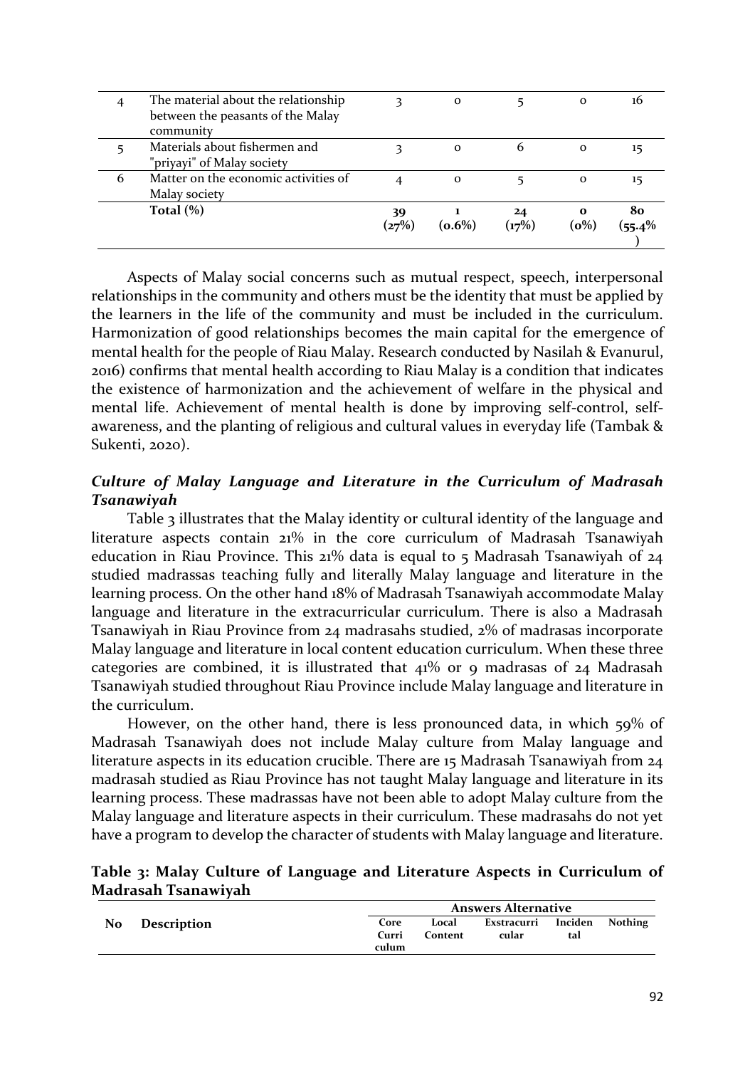| 4 | The material about the relationship between the peasants of the Malay community | 3 | 0 | 5 | 0 | 16 |
|---|---|---|---|---|---|---|
| 5 | Materials about fishermen and "priyayi" of Malay society | 3 | 0 | 6 | 0 | 15 |
| 6 | Matter on the economic activities of Malay society | 4 | 0 | 5 | 0 | 15 |
| | **Total (%)** | **39 (27%)** | **1 (0.6%)** | **24 (17%)** | **0 (0%)** | **80 (55.4%)** |

Aspects of Malay social concerns such as mutual respect, speech, interpersonal relationships in the community and others must be the identity that must be applied by the learners in the life of the community and must be included in the curriculum. Harmonization of good relationships becomes the main capital for the emergence of mental health for the people of Riau Malay. Research conducted by Nasilah & Evanurul, 2016) confirms that mental health according to Riau Malay is a condition that indicates the existence of harmonization and the achievement of welfare in the physical and mental life. Achievement of mental health is done by improving self-control, self-awareness, and the planting of religious and cultural values in everyday life (Tambak & Sukenti, 2020).

### *Culture of Malay Language and Literature in the Curriculum of Madrasah Tsanawiyah*

Table 3 illustrates that the Malay identity or cultural identity of the language and literature aspects contain 21% in the core curriculum of Madrasah Tsanawiyah education in Riau Province. This 21% data is equal to 5 Madrasah Tsanawiyah of 24 studied madrassas teaching fully and literally Malay language and literature in the learning process. On the other hand 18% of Madrasah Tsanawiyah accommodate Malay language and literature in the extracurricular curriculum. There is also a Madrasah Tsanawiyah in Riau Province from 24 madrasahs studied, 2% of madrasas incorporate Malay language and literature in local content education curriculum. When these three categories are combined, it is illustrated that 41% or 9 madrasas of 24 Madrasah Tsanawiyah studied throughout Riau Province include Malay language and literature in the curriculum.

However, on the other hand, there is less pronounced data, in which 59% of Madrasah Tsanawiyah does not include Malay culture from Malay language and literature aspects in its education crucible. There are 15 Madrasah Tsanawiyah from 24 madrasah studied as Riau Province has not taught Malay language and literature in its learning process. These madrassas have not been able to adopt Malay culture from the Malay language and literature aspects in their curriculum. These madrasahs do not yet have a program to develop the character of students with Malay language and literature.

**Table 3: Malay Culture of Language and Literature Aspects in Curriculum of Madrasah Tsanawiyah**

| No | Description | Answers Alternative | | | | |
|---|---|---|---|---|---|---|
| | | Core Curriculum | Local Content | Exstracurricular | Incidental | Nothing |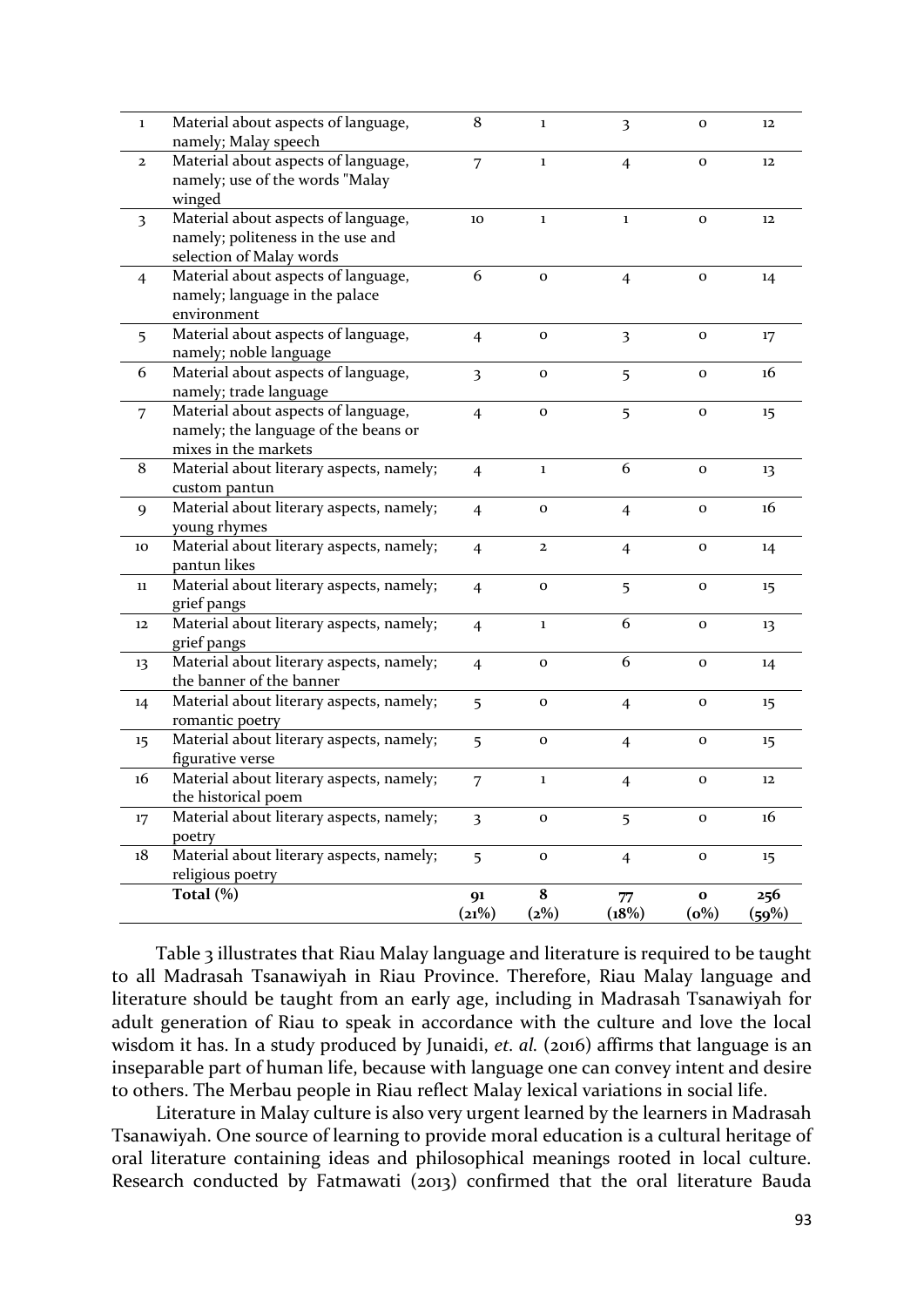| | | | | | | |
|---|---|---|---|---|---|---|
| 1 | Material about aspects of language, namely; Malay speech | 8 | 1 | 3 | 0 | 12 |
| 2 | Material about aspects of language, namely; use of the words "Malay winged | 7 | 1 | 4 | 0 | 12 |
| 3 | Material about aspects of language, namely; politeness in the use and selection of Malay words | 10 | 1 | 1 | 0 | 12 |
| 4 | Material about aspects of language, namely; language in the palace environment | 6 | 0 | 4 | 0 | 14 |
| 5 | Material about aspects of language, namely; noble language | 4 | 0 | 3 | 0 | 17 |
| 6 | Material about aspects of language, namely; trade language | 3 | 0 | 5 | 0 | 16 |
| 7 | Material about aspects of language, namely; the language of the beans or mixes in the markets | 4 | 0 | 5 | 0 | 15 |
| 8 | Material about literary aspects, namely; custom pantun | 4 | 1 | 6 | 0 | 13 |
| 9 | Material about literary aspects, namely; young rhymes | 4 | 0 | 4 | 0 | 16 |
| 10 | Material about literary aspects, namely; pantun likes | 4 | 2 | 4 | 0 | 14 |
| 11 | Material about literary aspects, namely; grief pangs | 4 | 0 | 5 | 0 | 15 |
| 12 | Material about literary aspects, namely; grief pangs | 4 | 1 | 6 | 0 | 13 |
| 13 | Material about literary aspects, namely; the banner of the banner | 4 | 0 | 6 | 0 | 14 |
| 14 | Material about literary aspects, namely; romantic poetry | 5 | 0 | 4 | 0 | 15 |
| 15 | Material about literary aspects, namely; figurative verse | 5 | 0 | 4 | 0 | 15 |
| 16 | Material about literary aspects, namely; the historical poem | 7 | 1 | 4 | 0 | 12 |
| 17 | Material about literary aspects, namely; poetry | 3 | 0 | 5 | 0 | 16 |
| 18 | Material about literary aspects, namely; religious poetry | 5 | 0 | 4 | 0 | 15 |
| | **Total (%)** | **91 (21%)** | **8 (2%)** | **77 (18%)** | **0 (0%)** | **256 (59%)** |

Table 3 illustrates that Riau Malay language and literature is required to be taught to all Madrasah Tsanawiyah in Riau Province. Therefore, Riau Malay language and literature should be taught from an early age, including in Madrasah Tsanawiyah for adult generation of Riau to speak in accordance with the culture and love the local wisdom it has. In a study produced by Junaidi, *et. al.* (2016) affirms that language is an inseparable part of human life, because with language one can convey intent and desire to others. The Merbau people in Riau reflect Malay lexical variations in social life.

Literature in Malay culture is also very urgent learned by the learners in Madrasah Tsanawiyah. One source of learning to provide moral education is a cultural heritage of oral literature containing ideas and philosophical meanings rooted in local culture. Research conducted by Fatmawati (2013) confirmed that the oral literature Bauda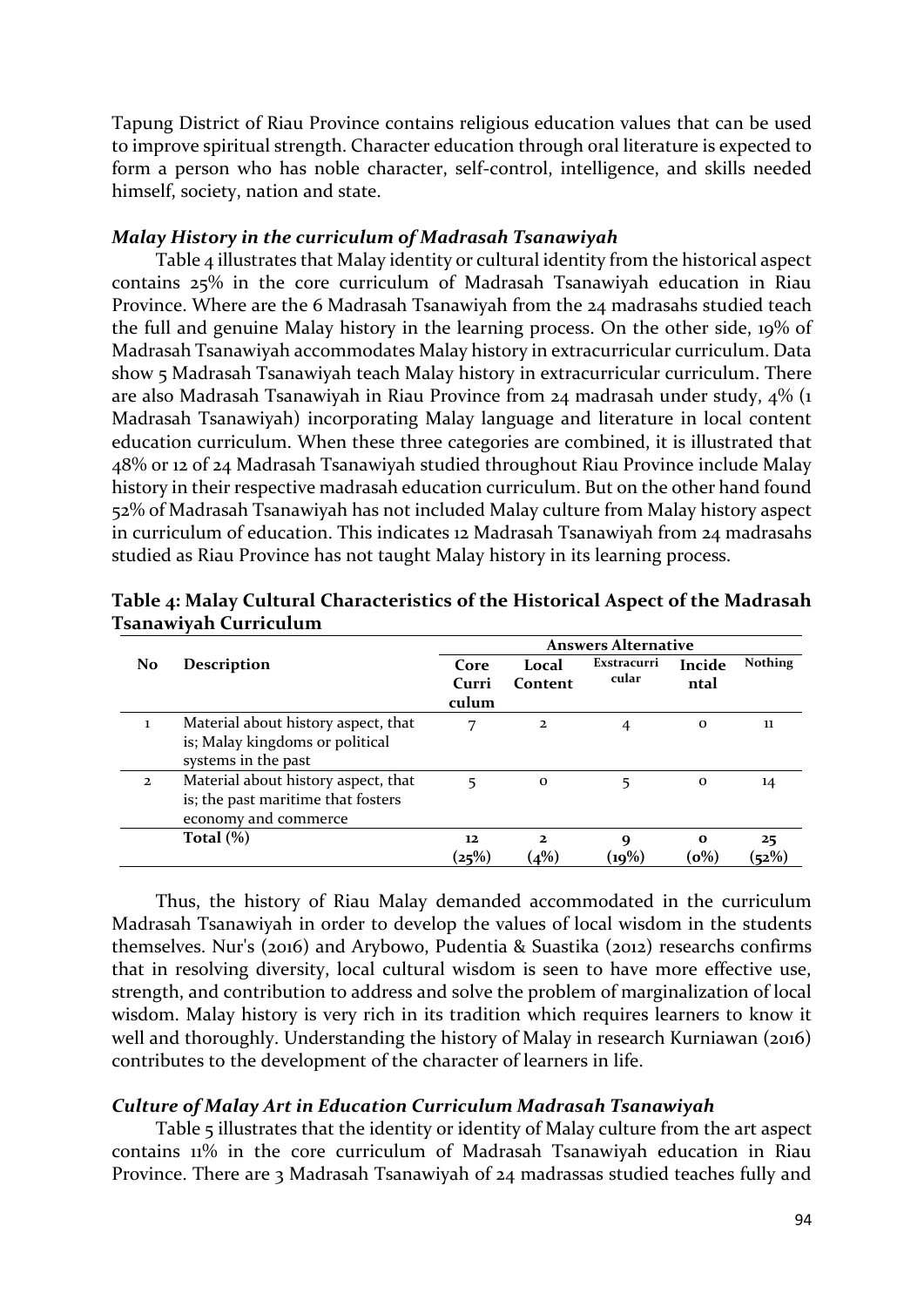Tapung District of Riau Province contains religious education values that can be used to improve spiritual strength. Character education through oral literature is expected to form a person who has noble character, self-control, intelligence, and skills needed himself, society, nation and state.

### *Malay History in the curriculum of Madrasah Tsanawiyah*

Table 4 illustrates that Malay identity or cultural identity from the historical aspect contains 25% in the core curriculum of Madrasah Tsanawiyah education in Riau Province. Where are the 6 Madrasah Tsanawiyah from the 24 madrasahs studied teach the full and genuine Malay history in the learning process. On the other side, 19% of Madrasah Tsanawiyah accommodates Malay history in extracurricular curriculum. Data show 5 Madrasah Tsanawiyah teach Malay history in extracurricular curriculum. There are also Madrasah Tsanawiyah in Riau Province from 24 madrasah under study, 4% (1 Madrasah Tsanawiyah) incorporating Malay language and literature in local content education curriculum. When these three categories are combined, it is illustrated that 48% or 12 of 24 Madrasah Tsanawiyah studied throughout Riau Province include Malay history in their respective madrasah education curriculum. But on the other hand found 52% of Madrasah Tsanawiyah has not included Malay culture from Malay history aspect in curriculum of education. This indicates 12 Madrasah Tsanawiyah from 24 madrasahs studied as Riau Province has not taught Malay history in its learning process.

**Table 4: Malay Cultural Characteristics of the Historical Aspect of the Madrasah Tsanawiyah Curriculum**

| No | Description | Answers Alternative | | | | |
|---|---|---|---|---|---|---|
| | | Core Curriculum | Local Content | Exstracurricular | Incidental | Nothing |
| 1 | Material about history aspect, that is; Malay kingdoms or political systems in the past | 7 | 2 | 4 | 0 | 11 |
| 2 | Material about history aspect, that is; the past maritime that fosters economy and commerce | 5 | 0 | 5 | 0 | 14 |
| | **Total (%)** | **12 (25%)** | **2 (4%)** | **9 (19%)** | **0 (0%)** | **25 (52%)** |

Thus, the history of Riau Malay demanded accommodated in the curriculum Madrasah Tsanawiyah in order to develop the values of local wisdom in the students themselves. Nur's (2016) and Arybowo, Pudentia & Suastika (2012) researchs confirms that in resolving diversity, local cultural wisdom is seen to have more effective use, strength, and contribution to address and solve the problem of marginalization of local wisdom. Malay history is very rich in its tradition which requires learners to know it well and thoroughly. Understanding the history of Malay in research Kurniawan (2016) contributes to the development of the character of learners in life.

### *Culture of Malay Art in Education Curriculum Madrasah Tsanawiyah*

Table 5 illustrates that the identity or identity of Malay culture from the art aspect contains 11% in the core curriculum of Madrasah Tsanawiyah education in Riau Province. There are 3 Madrasah Tsanawiyah of 24 madrassas studied teaches fully and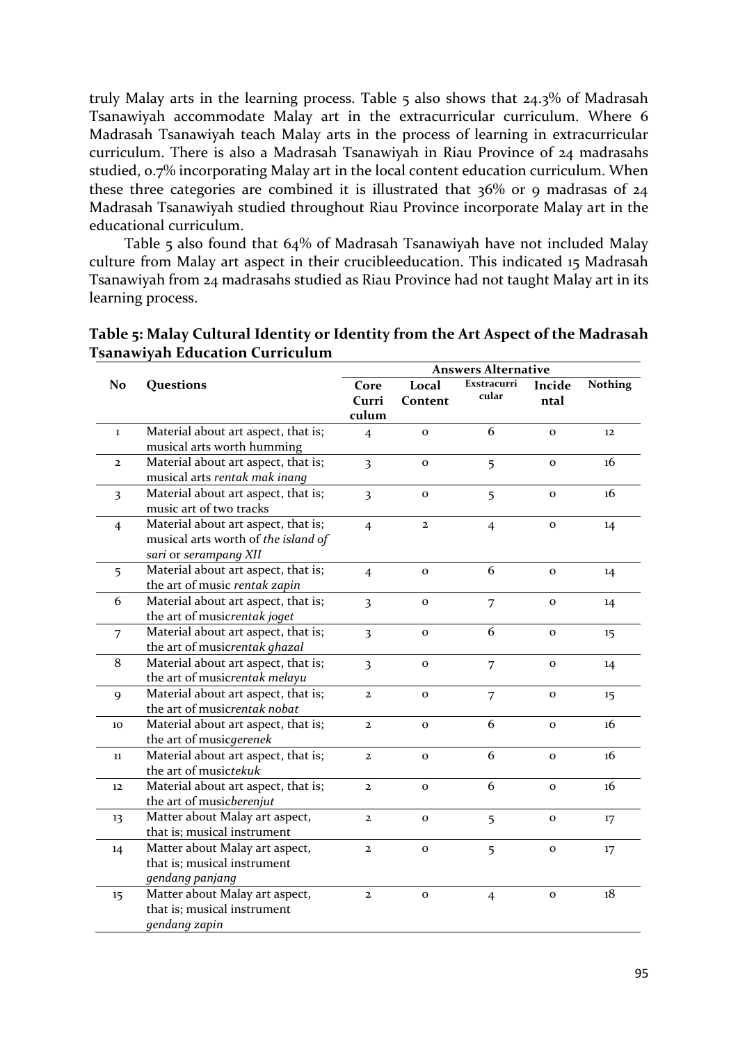truly Malay arts in the learning process. Table 5 also shows that 24.3% of Madrasah Tsanawiyah accommodate Malay art in the extracurricular curriculum. Where 6 Madrasah Tsanawiyah teach Malay arts in the process of learning in extracurricular curriculum. There is also a Madrasah Tsanawiyah in Riau Province of 24 madrasahs studied, 0.7% incorporating Malay art in the local content education curriculum. When these three categories are combined it is illustrated that 36% or 9 madrasas of 24 Madrasah Tsanawiyah studied throughout Riau Province incorporate Malay art in the educational curriculum.

Table 5 also found that 64% of Madrasah Tsanawiyah have not included Malay culture from Malay art aspect in their crucibleeducation. This indicated 15 Madrasah Tsanawiyah from 24 madrasahs studied as Riau Province had not taught Malay art in its learning process.

**Table 5: Malay Cultural Identity or Identity from the Art Aspect of the Madrasah Tsanawiyah Education Curriculum**

| No | Questions | Answers Alternative | | | | |
|---|---|---|---|---|---|---|
| | | Core Curriculum | Local Content | Exstracurricular | Incidental | Nothing |
| 1 | Material about art aspect, that is; musical arts worth humming | 4 | 0 | 6 | 0 | 12 |
| 2 | Material about art aspect, that is; musical arts *rentak mak inang* | 3 | 0 | 5 | 0 | 16 |
| 3 | Material about art aspect, that is; music art of two tracks | 3 | 0 | 5 | 0 | 16 |
| 4 | Material about art aspect, that is; musical arts worth of *the island of sari* or *serampang XII* | 4 | 2 | 4 | 0 | 14 |
| 5 | Material about art aspect, that is; the art of music *rentak zapin* | 4 | 0 | 6 | 0 | 14 |
| 6 | Material about art aspect, that is; the art of music*rentak joget* | 3 | 0 | 7 | 0 | 14 |
| 7 | Material about art aspect, that is; the art of music*rentak ghazal* | 3 | 0 | 6 | 0 | 15 |
| 8 | Material about art aspect, that is; the art of music*rentak melayu* | 3 | 0 | 7 | 0 | 14 |
| 9 | Material about art aspect, that is; the art of music*rentak nobat* | 2 | 0 | 7 | 0 | 15 |
| 10 | Material about art aspect, that is; the art of music*gerenek* | 2 | 0 | 6 | 0 | 16 |
| 11 | Material about art aspect, that is; the art of music*tekuk* | 2 | 0 | 6 | 0 | 16 |
| 12 | Material about art aspect, that is; the art of music*berenjut* | 2 | 0 | 6 | 0 | 16 |
| 13 | Matter about Malay art aspect, that is; musical instrument | 2 | 0 | 5 | 0 | 17 |
| 14 | Matter about Malay art aspect, that is; musical instrument *gendang panjang* | 2 | 0 | 5 | 0 | 17 |
| 15 | Matter about Malay art aspect, that is; musical instrument *gendang zapin* | 2 | 0 | 4 | 0 | 18 |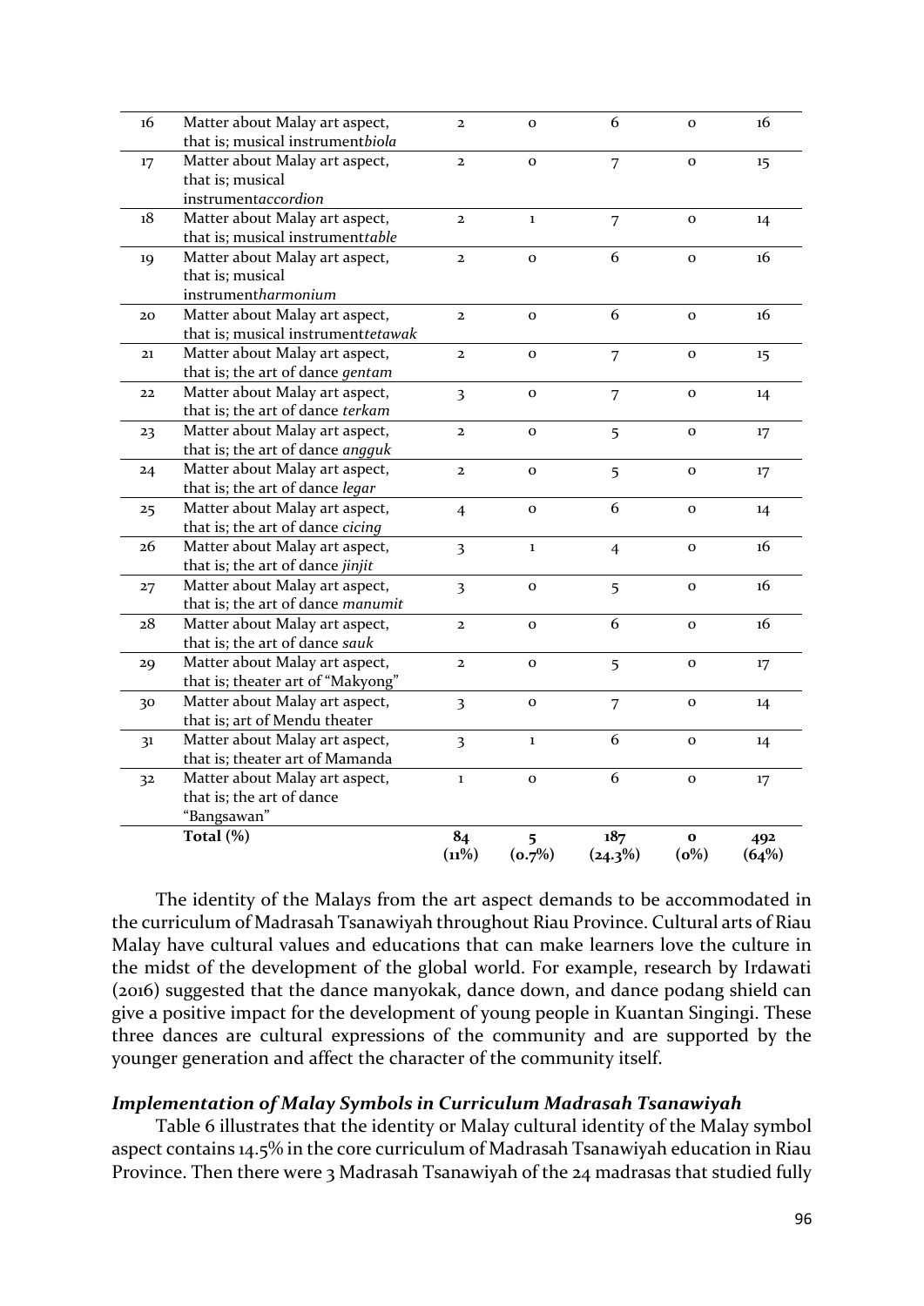| | | | | | | |
|---|---|---|---|---|---|---|
| 16 | Matter about Malay art aspect, that is; musical instrument*biola* | 2 | 0 | 6 | 0 | 16 |
| 17 | Matter about Malay art aspect, that is; musical instrument*accordion* | 2 | 0 | 7 | 0 | 15 |
| 18 | Matter about Malay art aspect, that is; musical instrument*table* | 2 | 1 | 7 | 0 | 14 |
| 19 | Matter about Malay art aspect, that is; musical instrument*harmonium* | 2 | 0 | 6 | 0 | 16 |
| 20 | Matter about Malay art aspect, that is; musical instrument*tetawak* | 2 | 0 | 6 | 0 | 16 |
| 21 | Matter about Malay art aspect, that is; the art of dance *gentam* | 2 | 0 | 7 | 0 | 15 |
| 22 | Matter about Malay art aspect, that is; the art of dance *terkam* | 3 | 0 | 7 | 0 | 14 |
| 23 | Matter about Malay art aspect, that is; the art of dance *angguk* | 2 | 0 | 5 | 0 | 17 |
| 24 | Matter about Malay art aspect, that is; the art of dance *legar* | 2 | 0 | 5 | 0 | 17 |
| 25 | Matter about Malay art aspect, that is; the art of dance *cicing* | 4 | 0 | 6 | 0 | 14 |
| 26 | Matter about Malay art aspect, that is; the art of dance *jinjit* | 3 | 1 | 4 | 0 | 16 |
| 27 | Matter about Malay art aspect, that is; the art of dance *manumit* | 3 | 0 | 5 | 0 | 16 |
| 28 | Matter about Malay art aspect, that is; the art of dance *sauk* | 2 | 0 | 6 | 0 | 16 |
| 29 | Matter about Malay art aspect, that is; theater art of "Makyong" | 2 | 0 | 5 | 0 | 17 |
| 30 | Matter about Malay art aspect, that is; art of Mendu theater | 3 | 0 | 7 | 0 | 14 |
| 31 | Matter about Malay art aspect, that is; theater art of Mamanda | 3 | 1 | 6 | 0 | 14 |
| 32 | Matter about Malay art aspect, that is; the art of dance "Bangsawan" | 1 | 0 | 6 | 0 | 17 |
| | **Total (%)** | **84 (11%)** | **5 (0.7%)** | **187 (24.3%)** | **0 (0%)** | **492 (64%)** |

The identity of the Malays from the art aspect demands to be accommodated in the curriculum of Madrasah Tsanawiyah throughout Riau Province. Cultural arts of Riau Malay have cultural values and educations that can make learners love the culture in the midst of the development of the global world. For example, research by Irdawati (2016) suggested that the dance manyokak, dance down, and dance podang shield can give a positive impact for the development of young people in Kuantan Singingi. These three dances are cultural expressions of the community and are supported by the younger generation and affect the character of the community itself.

### *Implementation of Malay Symbols in Curriculum Madrasah Tsanawiyah*

Table 6 illustrates that the identity or Malay cultural identity of the Malay symbol aspect contains 14.5% in the core curriculum of Madrasah Tsanawiyah education in Riau Province. Then there were 3 Madrasah Tsanawiyah of the 24 madrasas that studied fully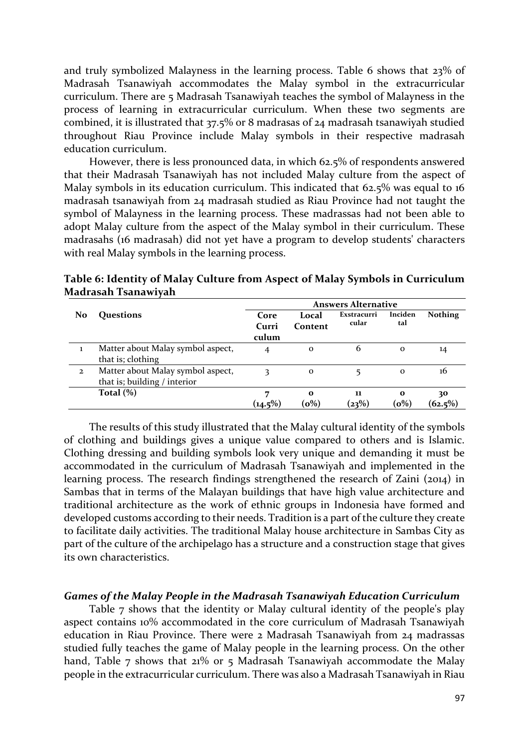and truly symbolized Malayness in the learning process. Table 6 shows that 23% of Madrasah Tsanawiyah accommodates the Malay symbol in the extracurricular curriculum. There are 5 Madrasah Tsanawiyah teaches the symbol of Malayness in the process of learning in extracurricular curriculum. When these two segments are combined, it is illustrated that 37.5% or 8 madrasas of 24 madrasah tsanawiyah studied throughout Riau Province include Malay symbols in their respective madrasah education curriculum.

However, there is less pronounced data, in which 62.5% of respondents answered that their Madrasah Tsanawiyah has not included Malay culture from the aspect of Malay symbols in its education curriculum. This indicated that 62.5% was equal to 16 madrasah tsanawiyah from 24 madrasah studied as Riau Province had not taught the symbol of Malayness in the learning process. These madrassas had not been able to adopt Malay culture from the aspect of the Malay symbol in their curriculum. These madrasahs (16 madrasah) did not yet have a program to develop students' characters with real Malay symbols in the learning process.

**Table 6: Identity of Malay Culture from Aspect of Malay Symbols in Curriculum Madrasah Tsanawiyah**

| No | Questions | Answers Alternative | | | | |
|---|---|---|---|---|---|---|
| | | Core Curri culum | Local Content | Exstracurri cular | Inciden tal | Nothing |
| 1 | Matter about Malay symbol aspect, that is; clothing | 4 | 0 | 6 | 0 | 14 |
| 2 | Matter about Malay symbol aspect, that is; building / interior | 3 | 0 | 5 | 0 | 16 |
| | **Total (%)** | **7 (14.5%)** | **0 (0%)** | **11 (23%)** | **0 (0%)** | **30 (62.5%)** |

The results of this study illustrated that the Malay cultural identity of the symbols of clothing and buildings gives a unique value compared to others and is Islamic. Clothing dressing and building symbols look very unique and demanding it must be accommodated in the curriculum of Madrasah Tsanawiyah and implemented in the learning process. The research findings strengthened the research of Zaini (2014) in Sambas that in terms of the Malayan buildings that have high value architecture and traditional architecture as the work of ethnic groups in Indonesia have formed and developed customs according to their needs. Tradition is a part of the culture they create to facilitate daily activities. The traditional Malay house architecture in Sambas City as part of the culture of the archipelago has a structure and a construction stage that gives its own characteristics.

### *Games of the Malay People in the Madrasah Tsanawiyah Education Curriculum*

Table 7 shows that the identity or Malay cultural identity of the people's play aspect contains 10% accommodated in the core curriculum of Madrasah Tsanawiyah education in Riau Province. There were 2 Madrasah Tsanawiyah from 24 madrassas studied fully teaches the game of Malay people in the learning process. On the other hand, Table 7 shows that 21% or 5 Madrasah Tsanawiyah accommodate the Malay people in the extracurricular curriculum. There was also a Madrasah Tsanawiyah in Riau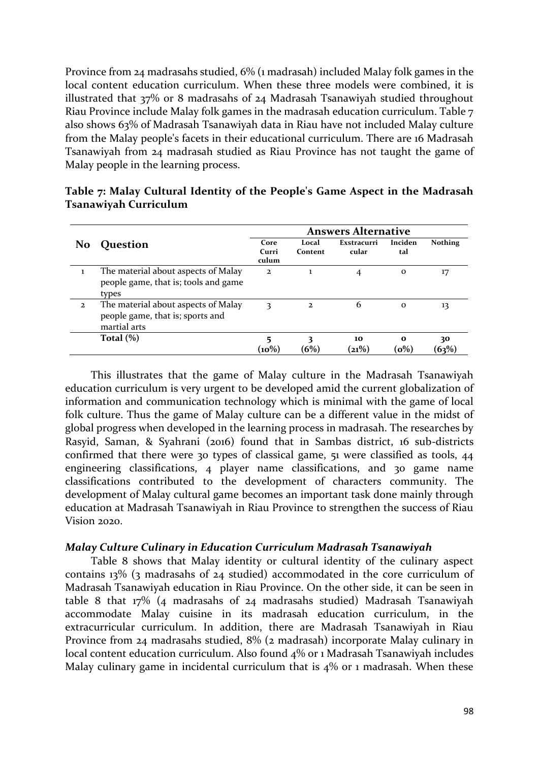Province from 24 madrasahs studied, 6% (1 madrasah) included Malay folk games in the local content education curriculum. When these three models were combined, it is illustrated that 37% or 8 madrasahs of 24 Madrasah Tsanawiyah studied throughout Riau Province include Malay folk games in the madrasah education curriculum. Table 7 also shows 63% of Madrasah Tsanawiyah data in Riau have not included Malay culture from the Malay people's facets in their educational curriculum. There are 16 Madrasah Tsanawiyah from 24 madrasah studied as Riau Province has not taught the game of Malay people in the learning process.

**Table 7: Malay Cultural Identity of the People's Game Aspect in the Madrasah Tsanawiyah Curriculum**

| No | Question | Answers Alternative | | | | |
|---|---|---|---|---|---|---|
| | | Core Curri culum | Local Content | Exstracurri cular | Inciden tal | Nothing |
| 1 | The material about aspects of Malay people game, that is; tools and game types | 2 | 1 | 4 | 0 | 17 |
| 2 | The material about aspects of Malay people game, that is; sports and martial arts | 3 | 2 | 6 | 0 | 13 |
| | **Total (%)** | **5 (10%)** | **3 (6%)** | **10 (21%)** | **0 (0%)** | **30 (63%)** |

This illustrates that the game of Malay culture in the Madrasah Tsanawiyah education curriculum is very urgent to be developed amid the current globalization of information and communication technology which is minimal with the game of local folk culture. Thus the game of Malay culture can be a different value in the midst of global progress when developed in the learning process in madrasah. The researches by Rasyid, Saman, & Syahrani (2016) found that in Sambas district, 16 sub-districts confirmed that there were 30 types of classical game, 51 were classified as tools, 44 engineering classifications, 4 player name classifications, and 30 game name classifications contributed to the development of characters community. The development of Malay cultural game becomes an important task done mainly through education at Madrasah Tsanawiyah in Riau Province to strengthen the success of Riau Vision 2020.

### *Malay Culture Culinary in Education Curriculum Madrasah Tsanawiyah*

Table 8 shows that Malay identity or cultural identity of the culinary aspect contains 13% (3 madrasahs of 24 studied) accommodated in the core curriculum of Madrasah Tsanawiyah education in Riau Province. On the other side, it can be seen in table 8 that 17% (4 madrasahs of 24 madrasahs studied) Madrasah Tsanawiyah accommodate Malay cuisine in its madrasah education curriculum, in the extracurricular curriculum. In addition, there are Madrasah Tsanawiyah in Riau Province from 24 madrasahs studied, 8% (2 madrasah) incorporate Malay culinary in local content education curriculum. Also found 4% or 1 Madrasah Tsanawiyah includes Malay culinary game in incidental curriculum that is 4% or 1 madrasah. When these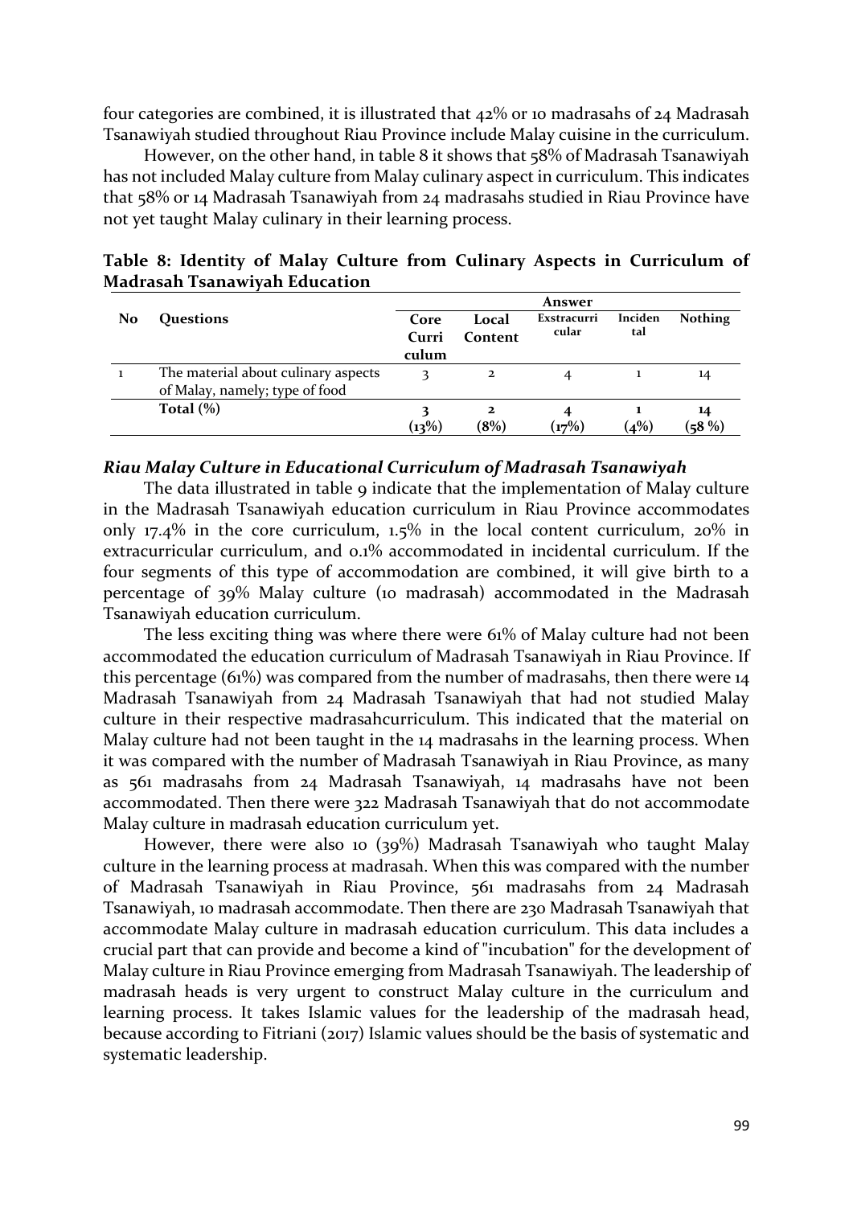four categories are combined, it is illustrated that 42% or 10 madrasahs of 24 Madrasah Tsanawiyah studied throughout Riau Province include Malay cuisine in the curriculum.

However, on the other hand, in table 8 it shows that 58% of Madrasah Tsanawiyah has not included Malay culture from Malay culinary aspect in curriculum. This indicates that 58% or 14 Madrasah Tsanawiyah from 24 madrasahs studied in Riau Province have not yet taught Malay culinary in their learning process.

**Table 8: Identity of Malay Culture from Culinary Aspects in Curriculum of Madrasah Tsanawiyah Education**

| No | Questions | Answer | | | | |
|---|---|---|---|---|---|---|
| | | Core Curri culum | Local Content | Exstracurri cular | Inciden tal | Nothing |
| 1 | The material about culinary aspects of Malay, namely; type of food | 3 | 2 | 4 | 1 | 14 |
| | **Total (%)** | **3 (13%)** | **2 (8%)** | **4 (17%)** | **1 (4%)** | **14 (58 %)** |

### *Riau Malay Culture in Educational Curriculum of Madrasah Tsanawiyah*

The data illustrated in table 9 indicate that the implementation of Malay culture in the Madrasah Tsanawiyah education curriculum in Riau Province accommodates only 17.4% in the core curriculum, 1.5% in the local content curriculum, 20% in extracurricular curriculum, and 0.1% accommodated in incidental curriculum. If the four segments of this type of accommodation are combined, it will give birth to a percentage of 39% Malay culture (10 madrasah) accommodated in the Madrasah Tsanawiyah education curriculum.

The less exciting thing was where there were 61% of Malay culture had not been accommodated the education curriculum of Madrasah Tsanawiyah in Riau Province. If this percentage (61%) was compared from the number of madrasahs, then there were 14 Madrasah Tsanawiyah from 24 Madrasah Tsanawiyah that had not studied Malay culture in their respective madrasahcurriculum. This indicated that the material on Malay culture had not been taught in the 14 madrasahs in the learning process. When it was compared with the number of Madrasah Tsanawiyah in Riau Province, as many as 561 madrasahs from 24 Madrasah Tsanawiyah, 14 madrasahs have not been accommodated. Then there were 322 Madrasah Tsanawiyah that do not accommodate Malay culture in madrasah education curriculum yet.

However, there were also 10 (39%) Madrasah Tsanawiyah who taught Malay culture in the learning process at madrasah. When this was compared with the number of Madrasah Tsanawiyah in Riau Province, 561 madrasahs from 24 Madrasah Tsanawiyah, 10 madrasah accommodate. Then there are 230 Madrasah Tsanawiyah that accommodate Malay culture in madrasah education curriculum. This data includes a crucial part that can provide and become a kind of "incubation" for the development of Malay culture in Riau Province emerging from Madrasah Tsanawiyah. The leadership of madrasah heads is very urgent to construct Malay culture in the curriculum and learning process. It takes Islamic values for the leadership of the madrasah head, because according to Fitriani (2017) Islamic values should be the basis of systematic and systematic leadership.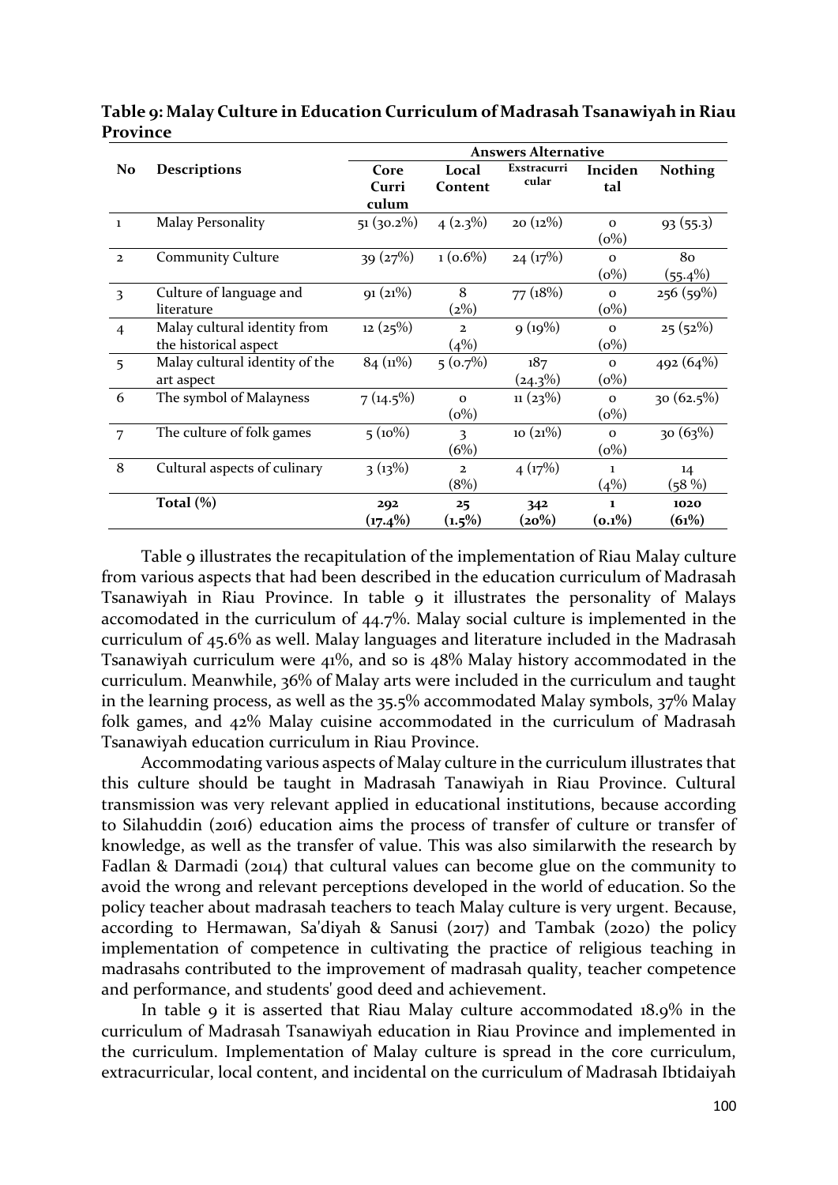**Table 9: Malay Culture in Education Curriculum of Madrasah Tsanawiyah in Riau Province**

| No | Descriptions | Answers Alternative | | | | |
|---|---|---|---|---|---|---|
| | | Core Curriculum | Local Content | Exstracurricular | Incidental | Nothing |
| 1 | Malay Personality | 51 (30.2%) | 4 (2.3%) | 20 (12%) | 0 (0%) | 93 (55.3) |
| 2 | Community Culture | 39 (27%) | 1 (0.6%) | 24 (17%) | 0 (0%) | 80 (55.4%) |
| 3 | Culture of language and literature | 91 (21%) | 8 (2%) | 77 (18%) | 0 (0%) | 256 (59%) |
| 4 | Malay cultural identity from the historical aspect | 12 (25%) | 2 (4%) | 9 (19%) | 0 (0%) | 25 (52%) |
| 5 | Malay cultural identity of the art aspect | 84 (11%) | 5 (0.7%) | 187 (24.3%) | 0 (0%) | 492 (64%) |
| 6 | The symbol of Malayness | 7 (14.5%) | 0 (0%) | 11 (23%) | 0 (0%) | 30 (62.5%) |
| 7 | The culture of folk games | 5 (10%) | 3 (6%) | 10 (21%) | 0 (0%) | 30 (63%) |
| 8 | Cultural aspects of culinary | 3 (13%) | 2 (8%) | 4 (17%) | 1 (4%) | 14 (58 %) |
| | **Total (%)** | **292 (17.4%)** | **25 (1.5%)** | **342 (20%)** | **1 (0.1%)** | **1020 (61%)** |

Table 9 illustrates the recapitulation of the implementation of Riau Malay culture from various aspects that had been described in the education curriculum of Madrasah Tsanawiyah in Riau Province. In table 9 it illustrates the personality of Malays accomodated in the curriculum of 44.7%. Malay social culture is implemented in the curriculum of 45.6% as well. Malay languages and literature included in the Madrasah Tsanawiyah curriculum were 41%, and so is 48% Malay history accommodated in the curriculum. Meanwhile, 36% of Malay arts were included in the curriculum and taught in the learning process, as well as the 35.5% accommodated Malay symbols, 37% Malay folk games, and 42% Malay cuisine accommodated in the curriculum of Madrasah Tsanawiyah education curriculum in Riau Province.

Accommodating various aspects of Malay culture in the curriculum illustrates that this culture should be taught in Madrasah Tanawiyah in Riau Province. Cultural transmission was very relevant applied in educational institutions, because according to Silahuddin (2016) education aims the process of transfer of culture or transfer of knowledge, as well as the transfer of value. This was also similarwith the research by Fadlan & Darmadi (2014) that cultural values can become glue on the community to avoid the wrong and relevant perceptions developed in the world of education. So the policy teacher about madrasah teachers to teach Malay culture is very urgent. Because, according to Hermawan, Sa'diyah & Sanusi (2017) and Tambak (2020) the policy implementation of competence in cultivating the practice of religious teaching in madrasahs contributed to the improvement of madrasah quality, teacher competence and performance, and students' good deed and achievement.

In table 9 it is asserted that Riau Malay culture accommodated 18.9% in the curriculum of Madrasah Tsanawiyah education in Riau Province and implemented in the curriculum. Implementation of Malay culture is spread in the core curriculum, extracurricular, local content, and incidental on the curriculum of Madrasah Ibtidaiyah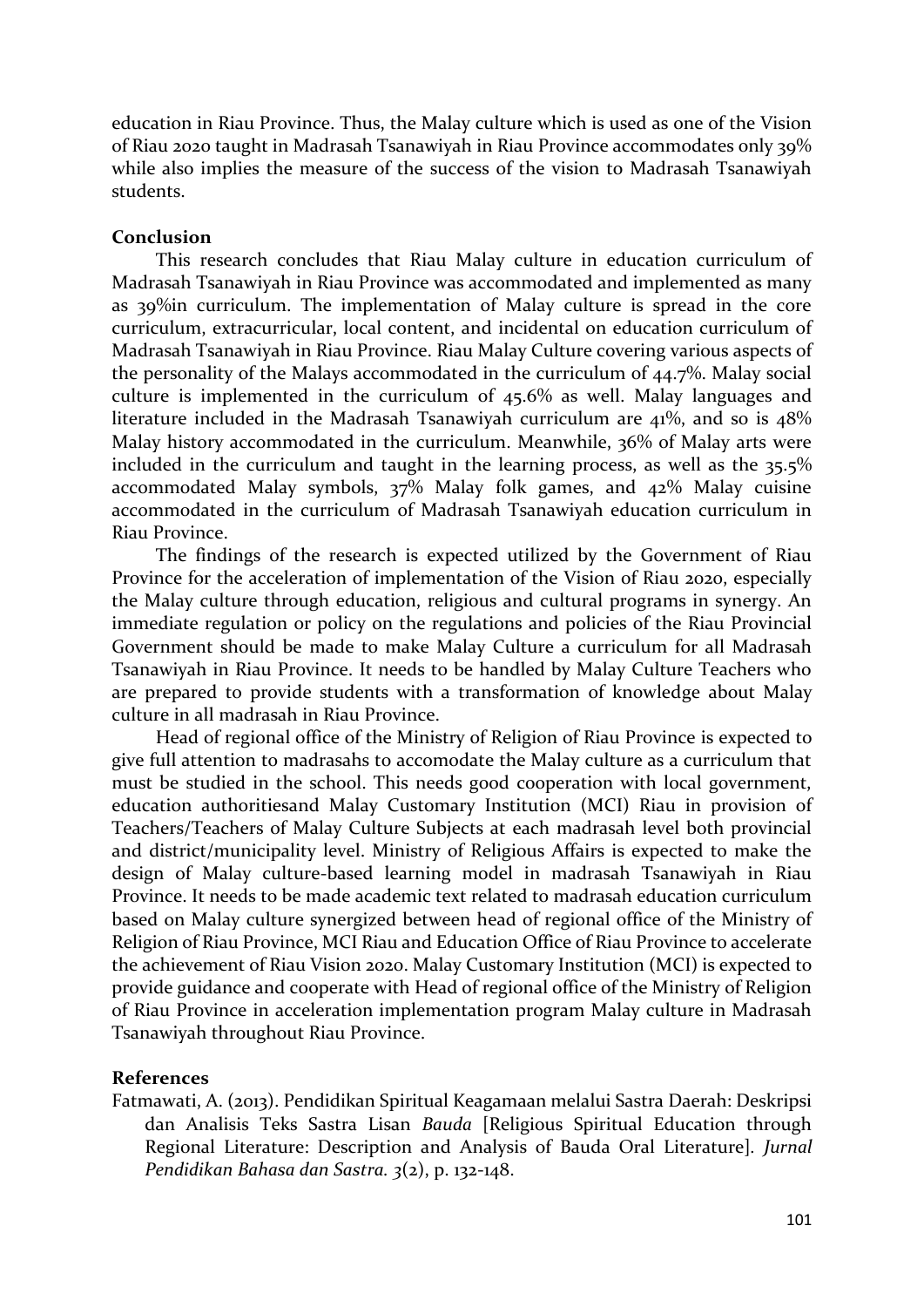education in Riau Province. Thus, the Malay culture which is used as one of the Vision of Riau 2020 taught in Madrasah Tsanawiyah in Riau Province accommodates only 39% while also implies the measure of the success of the vision to Madrasah Tsanawiyah students.

## Conclusion

This research concludes that Riau Malay culture in education curriculum of Madrasah Tsanawiyah in Riau Province was accommodated and implemented as many as 39%in curriculum. The implementation of Malay culture is spread in the core curriculum, extracurricular, local content, and incidental on education curriculum of Madrasah Tsanawiyah in Riau Province. Riau Malay Culture covering various aspects of the personality of the Malays accommodated in the curriculum of 44.7%. Malay social culture is implemented in the curriculum of 45.6% as well. Malay languages and literature included in the Madrasah Tsanawiyah curriculum are 41%, and so is 48% Malay history accommodated in the curriculum. Meanwhile, 36% of Malay arts were included in the curriculum and taught in the learning process, as well as the 35.5% accommodated Malay symbols, 37% Malay folk games, and 42% Malay cuisine accommodated in the curriculum of Madrasah Tsanawiyah education curriculum in Riau Province.

The findings of the research is expected utilized by the Government of Riau Province for the acceleration of implementation of the Vision of Riau 2020, especially the Malay culture through education, religious and cultural programs in synergy. An immediate regulation or policy on the regulations and policies of the Riau Provincial Government should be made to make Malay Culture a curriculum for all Madrasah Tsanawiyah in Riau Province. It needs to be handled by Malay Culture Teachers who are prepared to provide students with a transformation of knowledge about Malay culture in all madrasah in Riau Province.

Head of regional office of the Ministry of Religion of Riau Province is expected to give full attention to madrasahs to accomodate the Malay culture as a curriculum that must be studied in the school. This needs good cooperation with local government, education authoritiesand Malay Customary Institution (MCI) Riau in provision of Teachers/Teachers of Malay Culture Subjects at each madrasah level both provincial and district/municipality level. Ministry of Religious Affairs is expected to make the design of Malay culture-based learning model in madrasah Tsanawiyah in Riau Province. It needs to be made academic text related to madrasah education curriculum based on Malay culture synergized between head of regional office of the Ministry of Religion of Riau Province, MCI Riau and Education Office of Riau Province to accelerate the achievement of Riau Vision 2020. Malay Customary Institution (MCI) is expected to provide guidance and cooperate with Head of regional office of the Ministry of Religion of Riau Province in acceleration implementation program Malay culture in Madrasah Tsanawiyah throughout Riau Province.

## References

Fatmawati, A. (2013). Pendidikan Spiritual Keagamaan melalui Sastra Daerah: Deskripsi dan Analisis Teks Sastra Lisan *Bauda* [Religious Spiritual Education through Regional Literature: Description and Analysis of Bauda Oral Literature]. *Jurnal Pendidikan Bahasa dan Sastra. 3*(2), p. 132-148.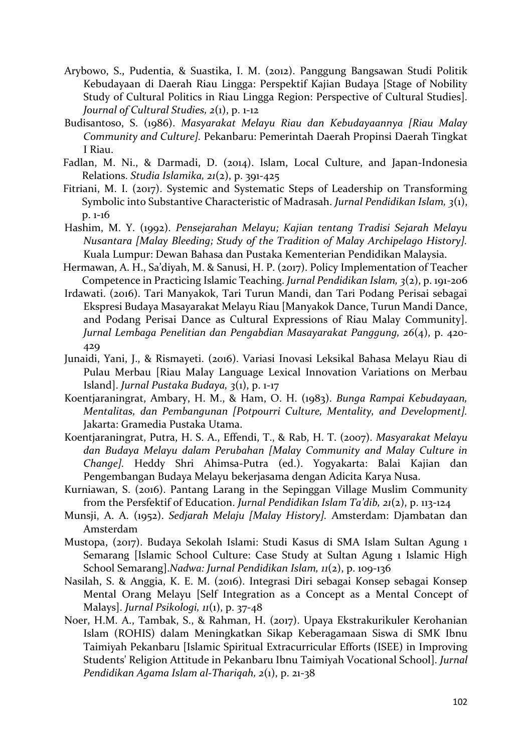Arybowo, S., Pudentia, & Suastika, I. M. (2012). Panggung Bangsawan Studi Politik Kebudayaan di Daerah Riau Lingga: Perspektif Kajian Budaya [Stage of Nobility Study of Cultural Politics in Riau Lingga Region: Perspective of Cultural Studies]. *Journal of Cultural Studies, 2*(1), p. 1-12

Budisantoso, S. (1986). *Masyarakat Melayu Riau dan Kebudayaannya [Riau Malay Community and Culture].* Pekanbaru: Pemerintah Daerah Propinsi Daerah Tingkat I Riau.

Fadlan, M. Ni., & Darmadi, D. (2014). Islam, Local Culture, and Japan-Indonesia Relations. *Studia Islamika, 21*(2), p. 391-425

Fitriani, M. I. (2017). Systemic and Systematic Steps of Leadership on Transforming Symbolic into Substantive Characteristic of Madrasah. *Jurnal Pendidikan Islam, 3*(1), p. 1-16

Hashim, M. Y. (1992). *Pensejarahan Melayu; Kajian tentang Tradisi Sejarah Melayu Nusantara [Malay Bleeding; Study of the Tradition of Malay Archipelago History].* Kuala Lumpur: Dewan Bahasa dan Pustaka Kementerian Pendidikan Malaysia.

Hermawan, A. H., Sa'diyah, M. & Sanusi, H. P. (2017). Policy Implementation of Teacher Competence in Practicing Islamic Teaching. *Jurnal Pendidikan Islam, 3*(2), p. 191-206

Irdawati. (2016). Tari Manyakok, Tari Turun Mandi, dan Tari Podang Perisai sebagai Ekspresi Budaya Masayarakat Melayu Riau [Manyakok Dance, Turun Mandi Dance, and Podang Perisai Dance as Cultural Expressions of Riau Malay Community]. *Jurnal Lembaga Penelitian dan Pengabdian Masayarakat Panggung, 26*(4), p. 420-429

Junaidi, Yani, J., & Rismayeti. (2016). Variasi Inovasi Leksikal Bahasa Melayu Riau di Pulau Merbau [Riau Malay Language Lexical Innovation Variations on Merbau Island]. *Jurnal Pustaka Budaya, 3*(1), p. 1-17

Koentjaraningrat, Ambary, H. M., & Ham, O. H. (1983). *Bunga Rampai Kebudayaan, Mentalitas, dan Pembangunan [Potpourri Culture, Mentality, and Development].* Jakarta: Gramedia Pustaka Utama.

Koentjaraningrat, Putra, H. S. A., Effendi, T., & Rab, H. T. (2007). *Masyarakat Melayu dan Budaya Melayu dalam Perubahan [Malay Community and Malay Culture in Change].* Heddy Shri Ahimsa-Putra (ed.). Yogyakarta: Balai Kajian dan Pengembangan Budaya Melayu bekerjasama dengan Adicita Karya Nusa.

Kurniawan, S. (2016). Pantang Larang in the Sepinggan Village Muslim Community from the Persfektif of Education. *Jurnal Pendidikan Islam Ta'dib, 21*(2), p. 113-124

Munsji, A. A. (1952). *Sedjarah Melaju [Malay History].* Amsterdam: Djambatan dan Amsterdam

Mustopa, (2017). Budaya Sekolah Islami: Studi Kasus di SMA Islam Sultan Agung 1 Semarang [Islamic School Culture: Case Study at Sultan Agung 1 Islamic High School Semarang].*Nadwa: Jurnal Pendidikan Islam, 11*(2), p. 109-136

Nasilah, S. & Anggia, K. E. M. (2016). Integrasi Diri sebagai Konsep sebagai Konsep Mental Orang Melayu [Self Integration as a Concept as a Mental Concept of Malays]. *Jurnal Psikologi, 11*(1), p. 37-48

Noer, H.M. A., Tambak, S., & Rahman, H. (2017). Upaya Ekstrakurikuler Kerohanian Islam (ROHIS) dalam Meningkatkan Sikap Keberagamaan Siswa di SMK Ibnu Taimiyah Pekanbaru [Islamic Spiritual Extracurricular Efforts (ISEE) in Improving Students' Religion Attitude in Pekanbaru Ibnu Taimiyah Vocational School]. *Jurnal Pendidikan Agama Islam al-Thariqah, 2*(1), p. 21-38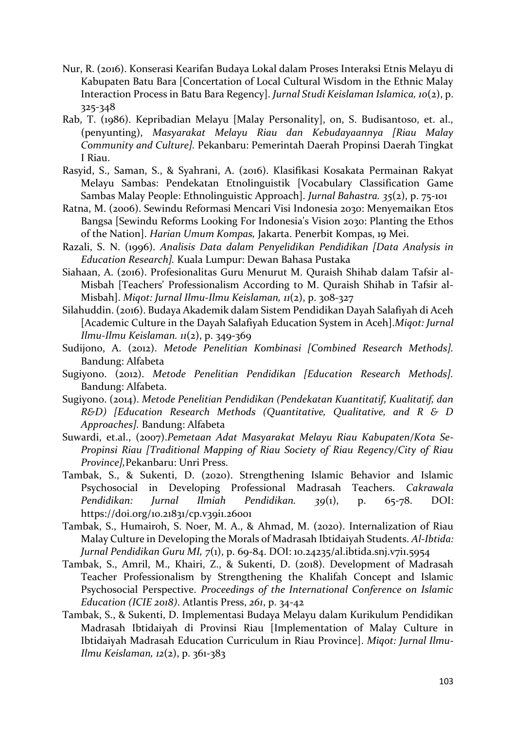Nur, R. (2016). Konserasi Kearifan Budaya Lokal dalam Proses Interaksi Etnis Melayu di Kabupaten Batu Bara [Concertation of Local Cultural Wisdom in the Ethnic Malay Interaction Process in Batu Bara Regency]. *Jurnal Studi Keislaman Islamica, 10*(2), p. 325-348

Rab, T. (1986). Kepribadian Melayu [Malay Personality], on, S. Budisantoso, et. al., (penyunting), *Masyarakat Melayu Riau dan Kebudayaannya [Riau Malay Community and Culture].* Pekanbaru: Pemerintah Daerah Propinsi Daerah Tingkat I Riau.

Rasyid, S., Saman, S., & Syahrani, A. (2016). Klasifikasi Kosakata Permainan Rakyat Melayu Sambas: Pendekatan Etnolinguistik [Vocabulary Classification Game Sambas Malay People: Ethnolinguistic Approach]. *Jurnal Bahastra. 35*(2), p. 75-101

Ratna, M. (2006). Sewindu Reformasi Mencari Visi Indonesia 2030: Menyemaikan Etos Bangsa [Sewindu Reforms Looking For Indonesia's Vision 2030: Planting the Ethos of the Nation]. *Harian Umum Kompas,* Jakarta. Penerbit Kompas, 19 Mei.

Razali, S. N. (1996). *Analisis Data dalam Penyelidikan Pendidikan [Data Analysis in Education Research].* Kuala Lumpur: Dewan Bahasa Pustaka

Siahaan, A. (2016). Profesionalitas Guru Menurut M. Quraish Shihab dalam Tafsir al-Misbah [Teachers' Professionalism According to M. Quraish Shihab in Tafsir al-Misbah]. *Miqot: Jurnal Ilmu-Ilmu Keislaman, 11*(2), p. 308-327

Silahuddin. (2016). Budaya Akademik dalam Sistem Pendidikan Dayah Salafiyah di Aceh [Academic Culture in the Dayah Salafiyah Education System in Aceh].*Miqot: Jurnal Ilmu-Ilmu Keislaman. 11*(2), p. 349-369

Sudijono, A. (2012). *Metode Penelitian Kombinasi [Combined Research Methods].* Bandung: Alfabeta

Sugiyono. (2012). *Metode Penelitian Pendidikan [Education Research Methods].* Bandung: Alfabeta.

Sugiyono. (2014). *Metode Penelitian Pendidikan (Pendekatan Kuantitatif, Kualitatif, dan R&D) [Education Research Methods (Quantitative, Qualitative, and R & D Approaches].* Bandung: Alfabeta

Suwardi, et.al., (2007).*Pemetaan Adat Masyarakat Melayu Riau Kabupaten/Kota Se-Propinsi Riau [Traditional Mapping of Riau Society of Riau Regency/City of Riau Province],*Pekanbaru: Unri Press.

Tambak, S., & Sukenti, D. (2020). Strengthening Islamic Behavior and Islamic Psychosocial in Developing Professional Madrasah Teachers. *Cakrawala Pendidikan: Jurnal Ilmiah Pendidikan. 39*(1), p. 65-78. DOI: https://doi.org/10.21831/cp.v39i1.26001

Tambak, S., Humairoh, S. Noer, M. A., & Ahmad, M. (2020). Internalization of Riau Malay Culture in Developing the Morals of Madrasah Ibtidaiyah Students. *Al-Ibtida: Jurnal Pendidikan Guru MI, 7*(1), p. 69-84. DOI: 10.24235/al.ibtida.snj.v7i1.5954

Tambak, S., Amril, M., Khairi, Z., & Sukenti, D. (2018). Development of Madrasah Teacher Professionalism by Strengthening the Khalifah Concept and Islamic Psychosocial Perspective. *Proceedings of the International Conference on Islamic Education (ICIE 2018).* Atlantis Press, *261*, p. 34-42

Tambak, S., & Sukenti, D. Implementasi Budaya Melayu dalam Kurikulum Pendidikan Madrasah Ibtidaiyah di Provinsi Riau [Implementation of Malay Culture in Ibtidaiyah Madrasah Education Curriculum in Riau Province]. *Miqot: Jurnal Ilmu-Ilmu Keislaman, 12*(2), p. 361-383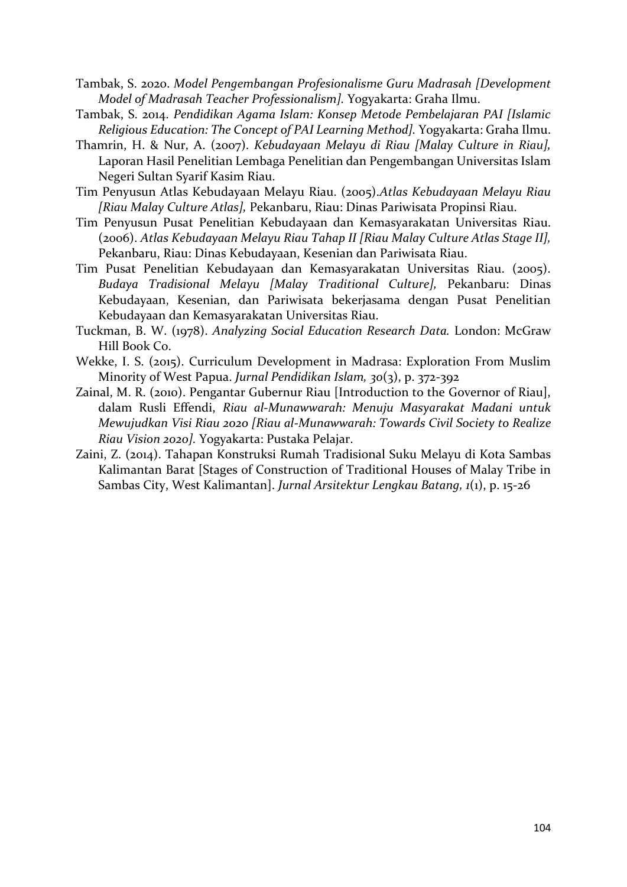Tambak, S. 2020. *Model Pengembangan Profesionalisme Guru Madrasah [Development Model of Madrasah Teacher Professionalism].* Yogyakarta: Graha Ilmu.

Tambak, S. 2014. *Pendidikan Agama Islam: Konsep Metode Pembelajaran PAI [Islamic Religious Education: The Concept of PAI Learning Method].* Yogyakarta: Graha Ilmu.

Thamrin, H. & Nur, A. (2007). *Kebudayaan Melayu di Riau [Malay Culture in Riau],* Laporan Hasil Penelitian Lembaga Penelitian dan Pengembangan Universitas Islam Negeri Sultan Syarif Kasim Riau.

Tim Penyusun Atlas Kebudayaan Melayu Riau. (2005).*Atlas Kebudayaan Melayu Riau [Riau Malay Culture Atlas],* Pekanbaru, Riau: Dinas Pariwisata Propinsi Riau.

Tim Penyusun Pusat Penelitian Kebudayaan dan Kemasyarakatan Universitas Riau. (2006). *Atlas Kebudayaan Melayu Riau Tahap II [Riau Malay Culture Atlas Stage II],* Pekanbaru, Riau: Dinas Kebudayaan, Kesenian dan Pariwisata Riau.

Tim Pusat Penelitian Kebudayaan dan Kemasyarakatan Universitas Riau. (2005). *Budaya Tradisional Melayu [Malay Traditional Culture],* Pekanbaru: Dinas Kebudayaan, Kesenian, dan Pariwisata bekerjasama dengan Pusat Penelitian Kebudayaan dan Kemasyarakatan Universitas Riau.

Tuckman, B. W. (1978). *Analyzing Social Education Research Data.* London: McGraw Hill Book Co.

Wekke, I. S. (2015). Curriculum Development in Madrasa: Exploration From Muslim Minority of West Papua. *Jurnal Pendidikan Islam, 30*(3), p. 372-392

Zainal, M. R. (2010). Pengantar Gubernur Riau [Introduction to the Governor of Riau], dalam Rusli Effendi, *Riau al-Munawwarah: Menuju Masyarakat Madani untuk Mewujudkan Visi Riau 2020 [Riau al-Munawwarah: Towards Civil Society to Realize Riau Vision 2020].* Yogyakarta: Pustaka Pelajar.

Zaini, Z. (2014). Tahapan Konstruksi Rumah Tradisional Suku Melayu di Kota Sambas Kalimantan Barat [Stages of Construction of Traditional Houses of Malay Tribe in Sambas City, West Kalimantan]. *Jurnal Arsitektur Lengkau Batang, 1*(1), p. 15-26